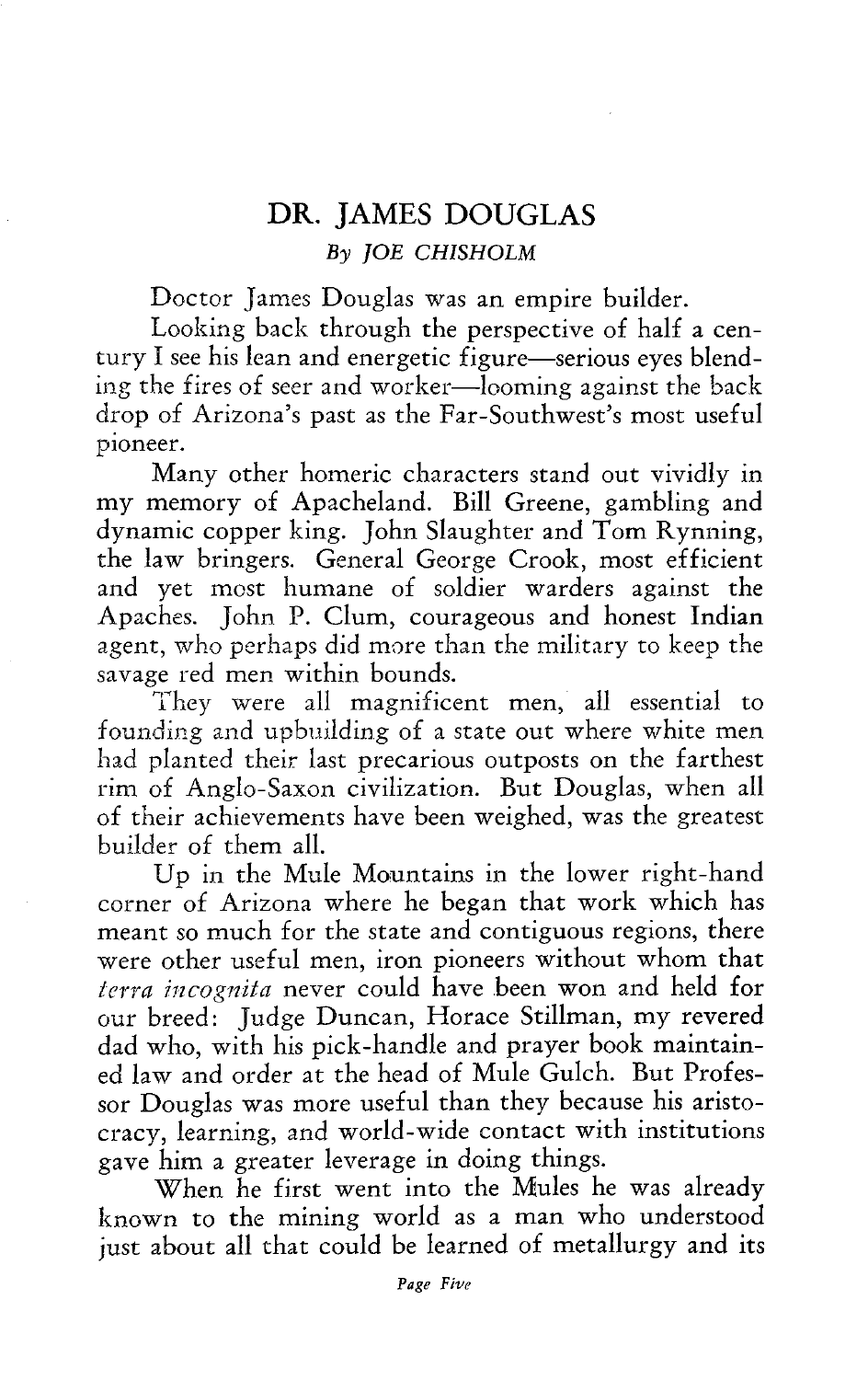# DR. JAMES DOUGLAS

*By JOE CHISHOLM*

Doctor James Douglas was an empire builder.

Looking back through the perspective of half a century I see his lean and energetic figure—serious eyes blending the fires of seer and worker—looming against the back drop of Arizona's past as the Far-Southwest's most useful pioneer.

Many other homeric characters stand out vividly in my memory of Apacheland. Bill Greene, gambling and dynamic copper king. John Slaughter and Tom Rynning, the law bringers. General George Crook, most efficient and yet most humane of soldier warders against the Apaches. John P. Clum, courageous and honest Indian agent, who perhaps did more than the military to keep the savage red men within bounds.

They were all magnificent men, all essential to founding and upbuilding of a state out where white men had planted their last precarious outposts on the farthest rim of Anglo-Saxon civilization. But Douglas, when all of their achievements have been weighed, was the greatest builder of them all.

Up in the Mule Mountains in the lower right-hand corner of Arizona where he began that work which has meant so much for the state and contiguous regions, there were other useful men, iron pioneers without whom that *terra incognita* never could have been won and held for our breed: Judge Duncan, Horace Stillman, my revered dad who, with his pick-handle and prayer book maintained law and order at the head of Mule Gulch. But Professor Douglas was more useful than they because his aristocracy, learning, and world-wide contact with institutions gave him a greater leverage in doing things.

When he first went into the Mules he was already known to the mining world as a man who understood just about all that could be learned of metallurgy and its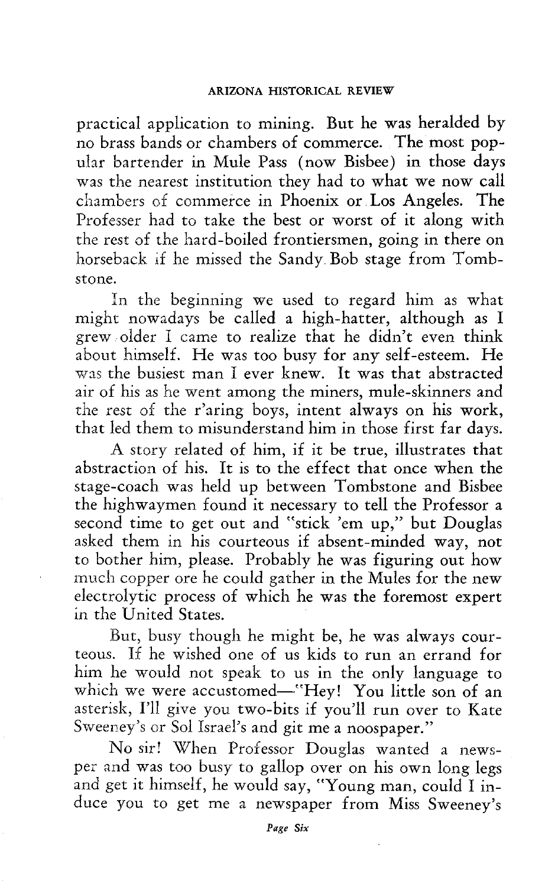practical application to mining. But he was heralded by no brass bands or chambers of commerce. The most popular bartender in Mule Pass (now Bisbee) in those days was the nearest institution they had to what we now call chambers of commerce in Phoenix or Los Angeles. The Professer had to take the best or worst of it along with the rest of the hard-boiled frontiersmen, going in there on horseback if he missed the Sandy Bob stage from Tombstone.

In the beginning we used to regard him as what might nowadays be called a high-hatter, although as I grew older I came to realize that he didn't even think about himself. He was too busy for any self-esteem. He was the busiest man I ever knew. It was that abstracted air of his as he went among the miners, mule-skinners and the rest of the r'aring boys, intent always on his work, that led them to misunderstand him in those first far days.

A story related of him, if it be true, illustrates that abstraction of his. It is to the effect that once when the stage-coach was held up between Tombstone and Bisbee the highwaymen found it necessary to tell the Professor a second time to get out and "stick 'em up," but Douglas asked them in his courteous if absent-minded way, not to bother him, please. Probably he was figuring out how much copper ore he could gather in the Mules for the new electrolytic process of which he was the foremost expert in the United States.

But, busy though he might be, he was always courteous. If he wished one of us kids to run an errand for him he would not speak to us in the only language to which we were accustomed—"Hey! You little son of an asterisk, I'll give you two-bits if you'll run over to Kate Sweeney's or Sol Israel's and git me a noospaper."

No sir! When Professor Douglas wanted a newsper and was too busy to gallop over on his own long legs and get it himself, he would say, "Young man, could I induce you to get me a newspaper from Miss Sweeney's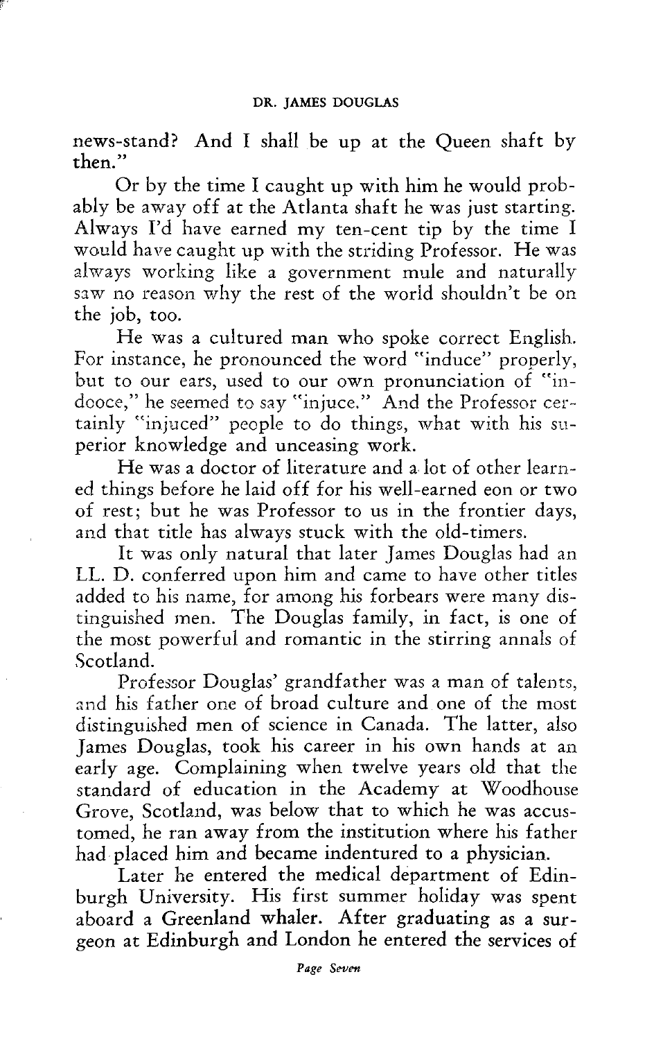news-stand? And I shall be up at the Queen shaft by then."

Or by the time I caught up with him he would probably be away off at the Atlanta shaft he was just starting. Always I'd have earned my ten-cent tip by the time I would have caught up with the striding Professor. He was always working like a government mule and naturally saw no reason why the rest of the world shouldn't be on the job, too.

He was a cultured man who spoke correct English. For instance, he pronounced the word "induce" properly, but to our ears, used to our own pronunciation of "indooce," he seemed to say "injuce." And the Professor certainly "injuced" people to do things, what with his superior knowledge and unceasing work.

He was a doctor of literature and a lot of other learned things before he laid off for his well-earned eon or two of rest; but he was Professor to us in the frontier days, and that title has always stuck with the old-timers.

It was only natural that later James Douglas had an LL. D. conferred upon him and came to have other titles added to his name, for among his forbears were many distinguished men. The Douglas family, in fact, is one of the most powerful and romantic in the stirring annals of Scotland.

Professor Douglas' grandfather was a man of talents, and his father one of broad culture and one of the most distinguished men of science in Canada. The latter, also James Douglas, took his career in his own hands at an early age. Complaining when twelve years old that the standard of education in the Academy at Woodhouse Grove, Scotland, was below that to which he was accustomed, he ran away from the institution where his father had placed him and became indentured to a physician.

Later he entered the medical department of Edinburgh University. His first summer holiday was spent aboard a Greenland whaler. After graduating as a surgeon at Edinburgh and London he entered the services of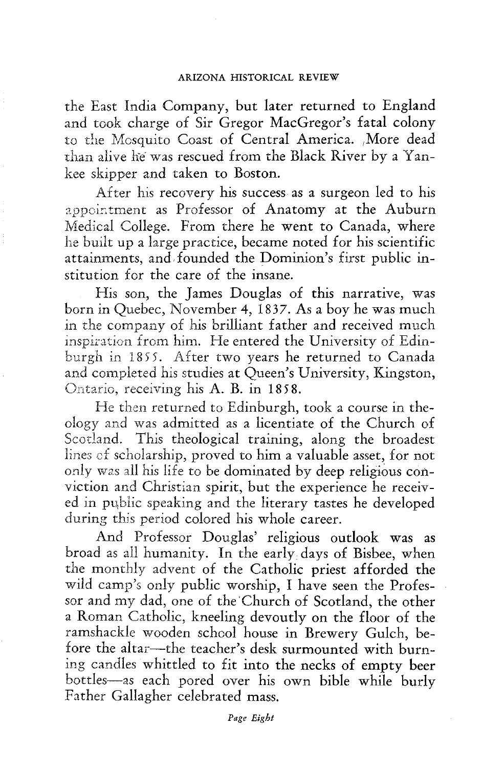the East India Company, but later returned to England and took charge of Sir Gregor MacGregor's fatal colony to the Mosquito Coast of Central America. More dead than alive he was rescued from the Black River by a Yankee skipper and taken to Boston.

After his recovery his success as a surgeon led to his appointment as Professor of Anatomy at the Auburn Medical College. From there he went to Canada, where he built up a large practice, became noted for his scientific attainments, and founded the Dominion's first public institution for the care of the insane.

His son, the James Douglas of this narrative, was born in Quebec, November 4, 1837. As a boy he was much in the company of his brilliant father and received much inspiration from him. He entered the University of Edinburgh in 1855. After two years he returned to Canada and completed his studies at Queen's University, Kingston, Ontario, receiving his A. B. in 1858.

He then returned to Edinburgh, took a course in theology and was admitted as a licentiate of the Church of Scotland. This theological training, along the broadest lines of scholarship, proved to him a valuable asset, for not only was all his life to be dominated by deep religious conviction and Christian spirit, but the experience he received in public speaking and the literary tastes he developed during this period colored his whole career.

And Professor Douglas' religious outlook was as broad as all humanity. In the early days of Bisbee, when the monthly advent of the Catholic priest afforded the wild camp's only public worship, I have seen the Professor and my dad, one of the Church of Scotland, the other a Roman Catholic, kneeling devoutly on the floor of the ramshackle wooden school house in Brewery Gulch, before the altar—the teacher's desk surmounted with burning candles whittled to fit into the necks of empty beer bottles—as each pored over his own bible while burly Father Gallagher celebrated mass.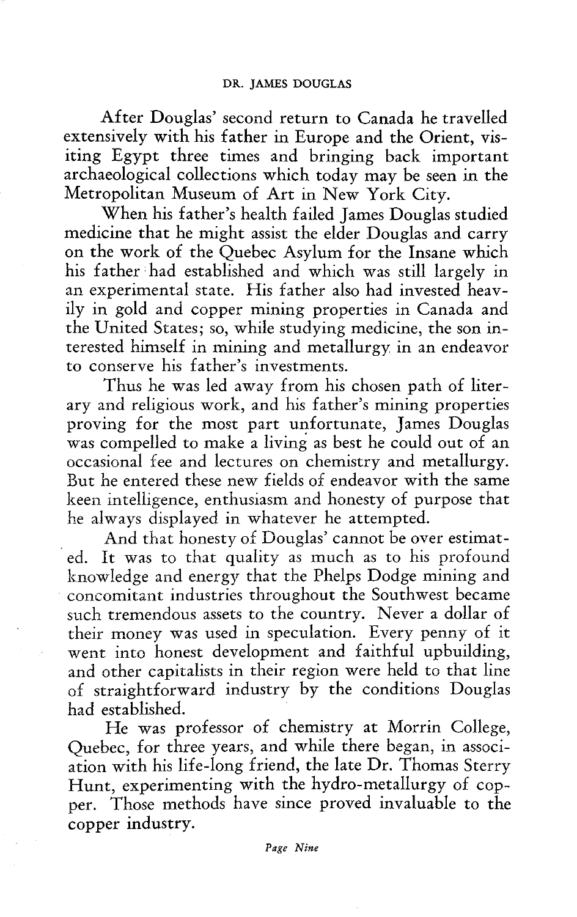After Douglas' second return to Canada he travelled extensively with his father in Europe and the Orient, visiting Egypt three times and bringing back important archaeological collections which today may be seen in the Metropolitan Museum of Art in New York City.

When his father's health failed James Douglas studied medicine that he might assist the elder Douglas and carry on the work of the Quebec Asylum for the Insane which his father had established and which was still largely in an experimental state. His father also had invested heavily in gold and copper mining properties in Canada and the United States; so, while studying medicine, the son interested himself in mining and metallurgy in an endeavor to conserve his father's investments.

Thus he was led away from his chosen path of literary and religious work, and his father's mining properties proving for the most part unfortunate, James Douglas was compelled to make a living as best he could out of an occasional fee and lectures on chemistry and metallurgy. But he entered these new fields of endeavor with the same keen intelligence, enthusiasm and honesty of purpose that he always displayed in whatever he attempted.

And that honesty of Douglas' cannot be over estimated. It was to that quality as much as to his profound knowledge and energy that the Phelps Dodge mining and concomitant industries throughout the Southwest became such tremendous assets to the country. Never a dollar of their money was used in speculation. Every penny of it went into honest development and faithful upbuilding, and other capitalists in their region were held to that line of straightforward industry by the conditions Douglas had established.

He was professor of chemistry at Morrin College, Quebec, for three years, and while there began, in association with his life-long friend, the late Dr. Thomas Sterry Hunt, experimenting with the hydro-metallurgy of copper. Those methods have since proved invaluable to the copper industry.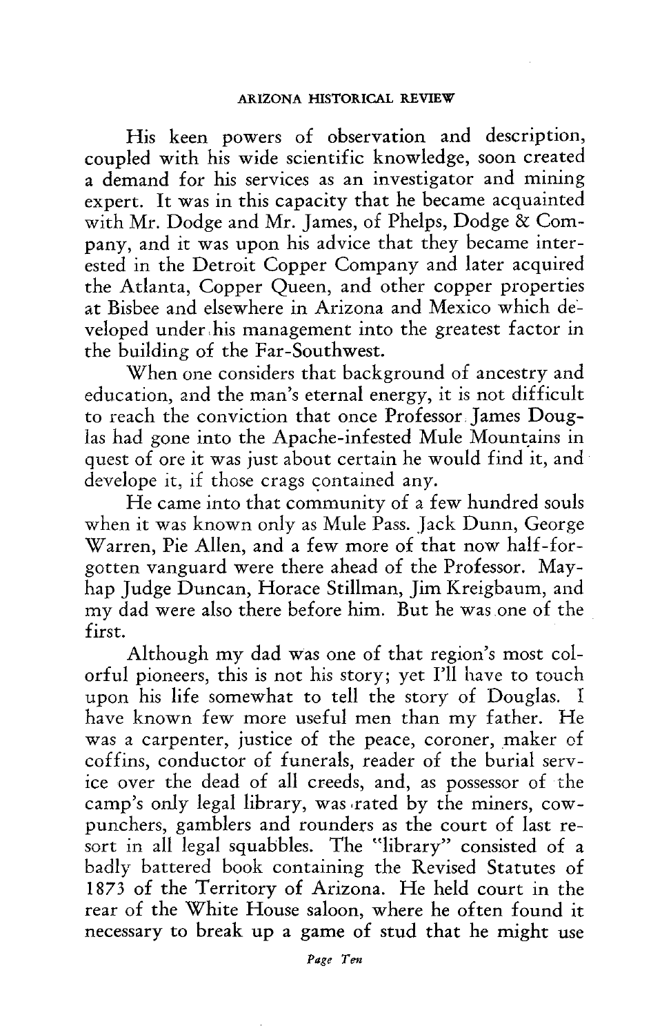His keen powers of observation and description, coupled with his wide scientific knowledge, soon created a demand for his services as an investigator and mining expert. It was in this capacity that he became acquainted with Mr. Dodge and Mr. James, of Phelps, Dodge & Company, and it was upon his advice that they became interested in the Detroit Copper Company and later acquired the Atlanta, Copper Queen, and other copper properties at Bisbee and elsewhere in Arizona and Mexico which developed under his management into the greatest factor in the building of the Far-Southwest.

When one considers that background of ancestry and education, and the man's eternal energy, it is not difficult to reach the conviction that once Professor James Douglas had gone into the Apache-infested Mule Mountains in quest of ore it was just about certain he would find it, and develope it, if those crags contained any.

He came into that community of a few hundred souls when it was known only as Mule Pass. Jack Dunn, George Warren, Pie Allen, and a few more of that now half-forgotten vanguard were there ahead of the Professor. Mayhap Judge Duncan, Horace Stillman, Jim Kreigbaum, and my dad were also there before him. But he was one of the first.

Although my dad was one of that region's most colorful pioneers, this is not his story; yet I'll have to touch upon his life somewhat to tell the story of Douglas. I have known few more useful men than my father. He was a carpenter, justice of the peace, coroner, maker of coffins, conductor of funerals, reader of the burial service over the dead of all creeds, and, as possessor of the camp's only legal library, was rated by the miners, cowpunchers, gamblers and rounders as the court of last resort in all legal squabbles. The "library" consisted of a badly battered book containing the Revised Statutes of 1873 of the Territory of Arizona. He held court in the rear of the White House saloon, where he often found it necessary to break up a game of stud that he might use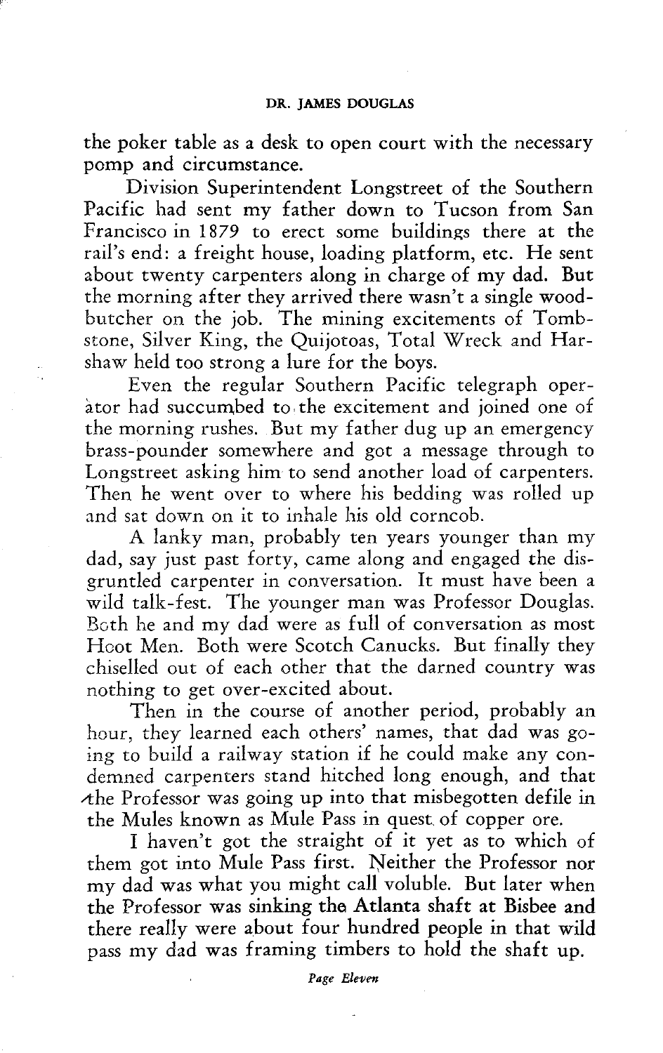the poker table as a desk to open court with the necessary pomp and circumstance.

Division Superintendent Longstreet of the Southern Pacific had sent my father down to Tucson from San Francisco in 1879 to erect some buildings there at the rail's end: a freight house, loading platform, etc. He sent about twenty carpenters along in charge of my dad. But the morning after they arrived there wasn't a single wood-butcher on the job. The mining excitements of Tombstone, Silver King, the Quijotoas, Total Wreck and Harshaw held too strong a lure for the boys.

Even the regular Southern Pacific telegraph operator had succumbed to the excitement and joined one of the morning rushes. But my father dug up an emergency brass-pounder somewhere and got a message through to Longstreet asking him to send another load of carpenters. Then he went over to where his bedding was rolled up and sat down on it to inhale his old corncob.

A lanky man, probably ten years younger than my dad, say just past forty, came along and engaged the disgruntled carpenter in conversation. It must have been a wild talk-fest. The younger man was Professor Douglas. Both he and my dad were as full of conversation as most Hoot Men. Both were Scotch Canucks. But finally they chiselled out of each other that the darned country was nothing to get over-excited about.

Then in the course of another period, probably an hour, they learned each others' names, that dad was going to build a railway station if he could make any condemned carpenters stand hitched long enough, and that the Professor was going up into that misbegotten defile in the Mules known as Mule Pass in quest of copper ore.

I haven't got the straight of it yet as to which of them got into Mule Pass first. Neither the Professor nor my dad was what you might call voluble. But later when the Professor was sinking the Atlanta shaft at Bisbee and there really were about four hundred people in that wild pass my dad was framing timbers to hold the shaft up.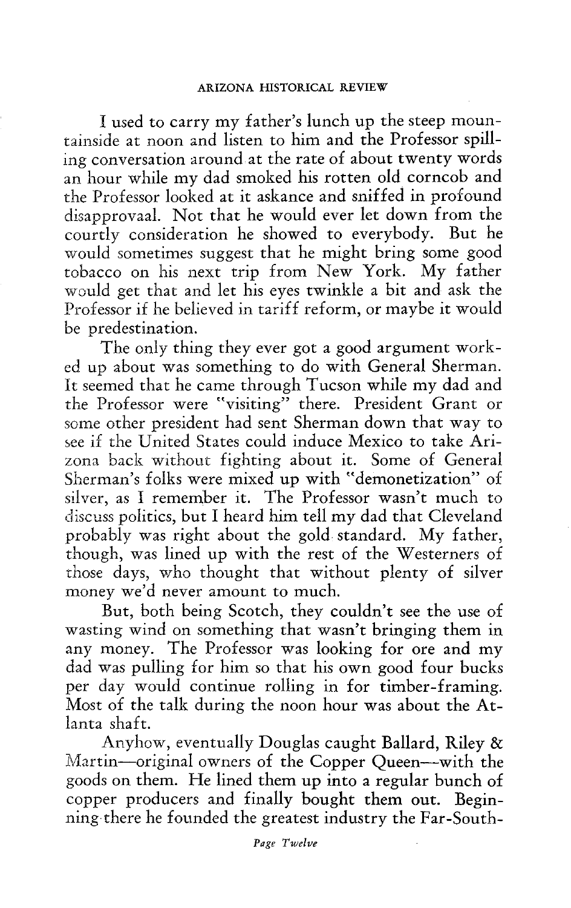I used to carry my father's lunch up the steep mountainside at noon and listen to him and the Professor spilling conversation around at the rate of about twenty words an hour while my dad smoked his rotten old corncob and the Professor looked at it askance and sniffed in profound disapprovaal. Not that he would ever let down from the courtly consideration he showed to everybody. But he would sometimes suggest that he might bring some good tobacco on his next trip from New York. My father would get that and let his eyes twinkle a bit and ask the Professor if he believed in tariff reform, or maybe it would be predestination.

The only thing they ever got a good argument worked up about was something to do with General Sherman. It seemed that he came through Tucson while my dad and the Professor were "visiting" there. President Grant or some other president had sent Sherman down that way to see if the United States could induce Mexico to take Arizona back without fighting about it. Some of General Sherman's folks were mixed up with "demonetization" of silver, as I remember it. The Professor wasn't much to discuss politics, but I heard him tell my dad that Cleveland probably was right about the gold standard. My father, though, was lined up with the rest of the Westerners of those days, who thought that without plenty of silver money we'd never amount to much.

But, both being Scotch, they couldn't see the use of wasting wind on something that wasn't bringing them in any money. The Professor was looking for ore and my dad was pulling for him so that his own good four bucks per day would continue rolling in for timber-framing. Most of the talk during the noon hour was about the Atlanta shaft.

Anyhow, eventually Douglas caught Ballard, Riley & Martin—original owners of the Copper Queen—with the goods on them. He lined them up into a regular bunch of copper producers and finally bought them out. Beginning there he founded the greatest industry the Far-South-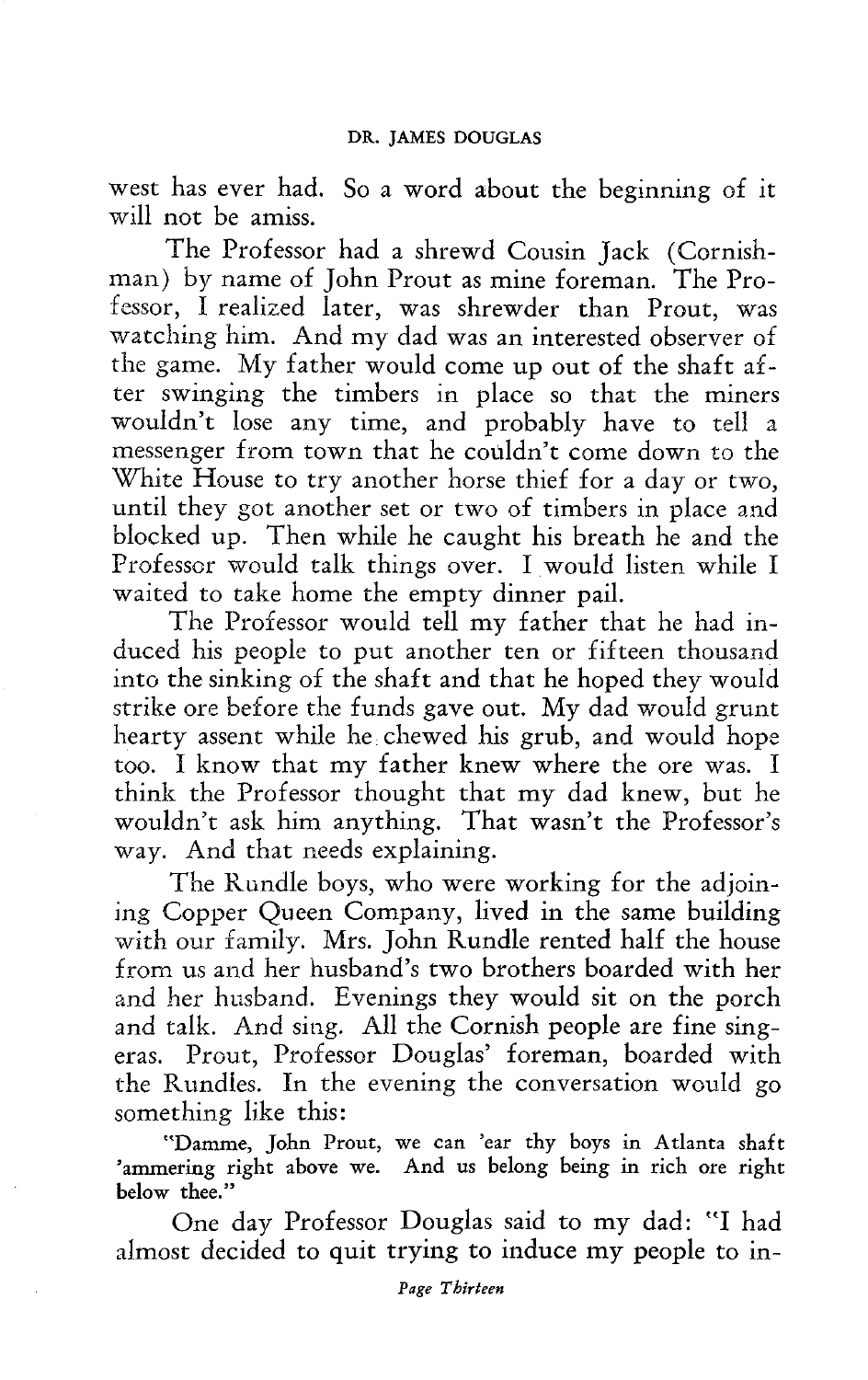west has ever had. So a word about the beginning of it will not be amiss.

The Professor had a shrewd Cousin Jack (Cornishman) by name of John Prout as mine foreman. The Professor, I realized later, was shrewder than Prout, was watching him. And my dad was an interested observer of the game. My father would come up out of the shaft after swinging the timbers in place so that the miners wouldn't lose any time, and probably have to tell a messenger from town that he couldn't come down to the White House to try another horse thief for a day or two, until they got another set or two of timbers in place and blocked up. Then while he caught his breath he and the Professor would talk things over. I would listen while I waited to take home the empty dinner pail.

The Professor would tell my father that he had induced his people to put another ten or fifteen thousand into the sinking of the shaft and that he hoped they would strike ore before the funds gave out. My dad would grunt hearty assent while he chewed his grub, and would hope too. I know that my father knew where the ore was. I think the Professor thought that my dad knew, but he wouldn't ask him anything. That wasn't the Professor's way. And that needs explaining.

The Rundle boys, who were working for the adjoining Copper Queen Company, lived in the same building with our family. Mrs. John Rundle rented half the house from us and her husband's two brothers boarded with her and her husband. Evenings they would sit on the porch and talk. And sing. All the Cornish people are fine singeras. Prout, Professor Douglas' foreman, boarded with the Rundles. In the evening the conversation would go something like this:

"Damme, John Prout, we can 'ear thy boys in Atlanta shaft 'ammering right above we. And us belong being in rich ore right below thee."

One day Professor Douglas said to my dad: "I had almost decided to quit trying to induce my people to in-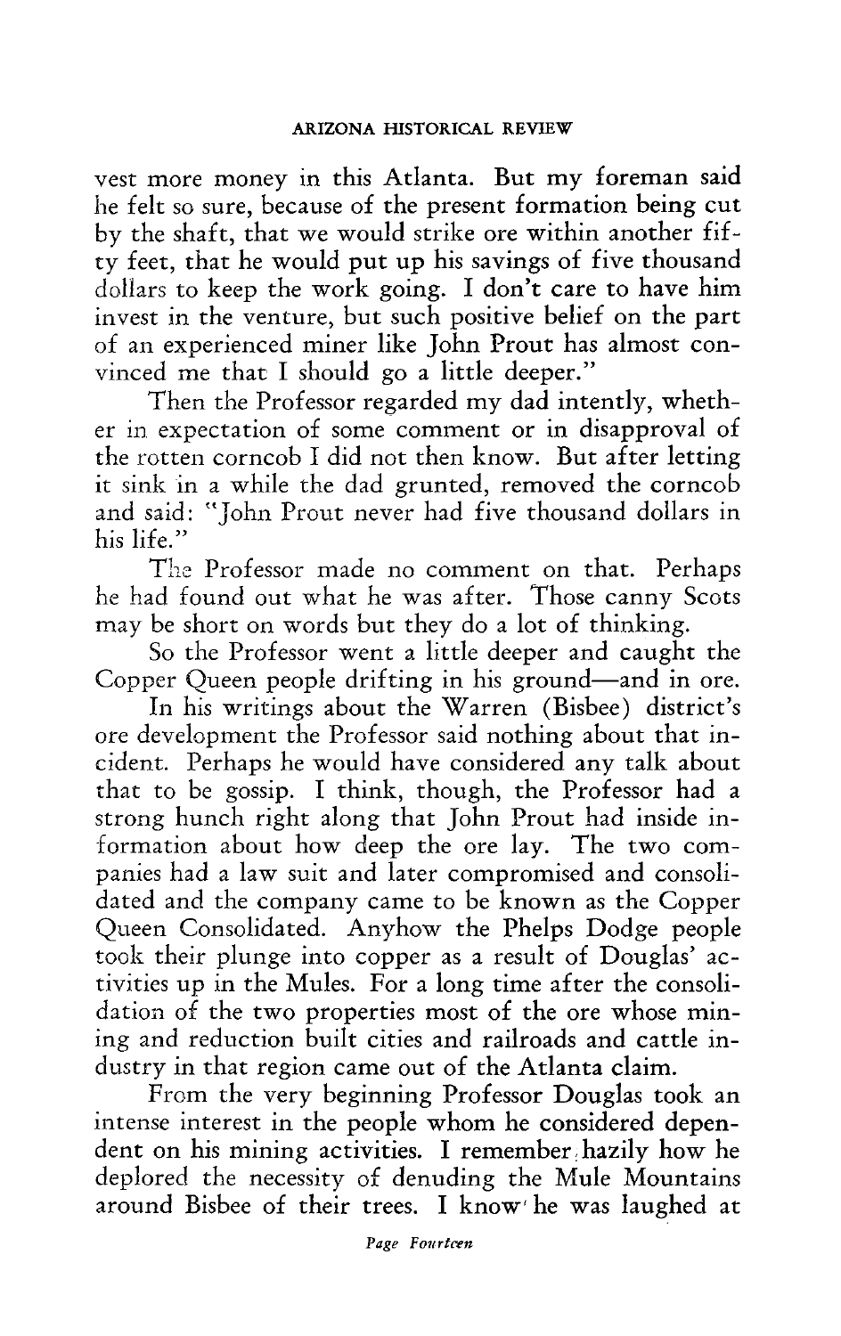vest more money in this Atlanta. But my foreman said he felt so sure, because of the present formation being cut by the shaft, that we would strike ore within another fifty feet, that he would put up his savings of five thousand dollars to keep the work going. I don't care to have him invest in the venture, but such positive belief on the part of an experienced miner like John Prout has almost convinced me that I should go a little deeper."

Then the Professor regarded my dad intently, whether in expectation of some comment or in disapproval of the rotten corncob I did not then know. But after letting it sink in a while the dad grunted, removed the corncob and said: "John Prout never had five thousand dollars in his life."

The Professor made no comment on that. Perhaps he had found out what he was after. Those canny Scots may be short on words but they do a lot of thinking.

So the Professor went a little deeper and caught the Copper Queen people drifting in his ground—and in ore.

In his writings about the Warren (Bisbee) district's ore development the Professor said nothing about that incident. Perhaps he would have considered any talk about that to be gossip. I think, though, the Professor had a strong hunch right along that John Prout had inside information about how deep the ore lay. The two companies had a law suit and later compromised and consolidated and the company came to be known as the Copper Queen Consolidated. Anyhow the Phelps Dodge people took their plunge into copper as a result of Douglas' activities up in the Mules. For a long time after the consolidation of the two properties most of the ore whose mining and reduction built cities and railroads and cattle industry in that region came out of the Atlanta claim.

From the very beginning Professor Douglas took an intense interest in the people whom he considered dependent on his mining activities. I remember hazily how he deplored the necessity of denuding the Mule Mountains around Bisbee of their trees. I know he was laughed at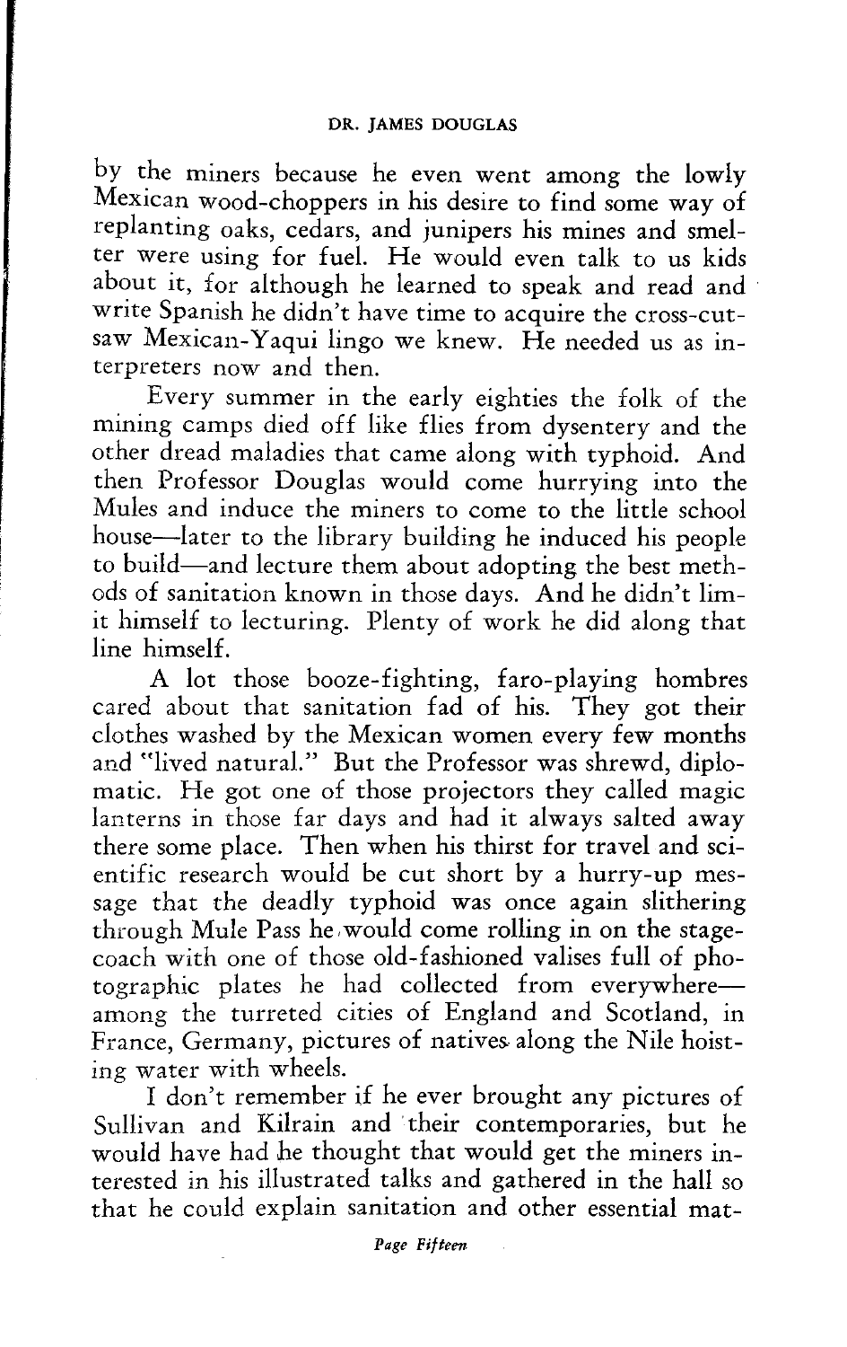by the miners because he even went among the lowly Mexican wood-choppers in his desire to find some way of replanting oaks, cedars, and junipers his mines and smelter were using for fuel. He would even talk to us kids about it, for although he learned to speak and read and write Spanish he didn't have time to acquire the cross-cut-saw Mexican-Yaqui lingo we knew. He needed us as interpreters now and then.

Every summer in the early eighties the folk of the mining camps died off like flies from dysentery and the other dread maladies that came along with typhoid. And then Professor Douglas would come hurrying into the Mules and induce the miners to come to the little school house—later to the library building he induced his people to build—and lecture them about adopting the best methods of sanitation known in those days. And he didn't limit himself to lecturing. Plenty of work he did along that line himself.

A lot those booze-fighting, faro-playing hombres cared about that sanitation fad of his. They got their clothes washed by the Mexican women every few months and "lived natural." But the Professor was shrewd, diplomatic. He got one of those projectors they called magic lanterns in those far days and had it always salted away there some place. Then when his thirst for travel and scientific research would be cut short by a hurry-up message that the deadly typhoid was once again slithering through Mule Pass he would come rolling in on the stagecoach with one of those old-fashioned valises full of photographic plates he had collected from everywhere—among the turreted cities of England and Scotland, in France, Germany, pictures of natives along the Nile hoisting water with wheels.

I don't remember if he ever brought any pictures of Sullivan and Kilrain and their contemporaries, but he would have had he thought that would get the miners interested in his illustrated talks and gathered in the hall so that he could explain sanitation and other essential mat-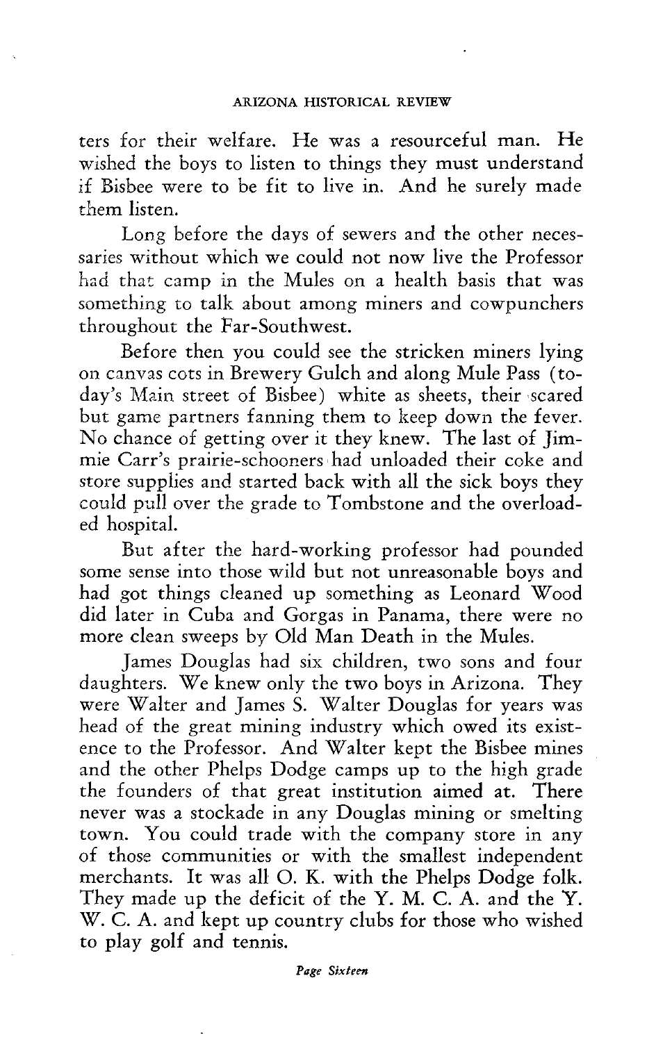ters for their welfare. He was a resourceful man. He wished the boys to listen to things they must understand if Bisbee were to be fit to live in. And he surely made them listen.

Long before the days of sewers and the other necessaries without which we could not now live the Professor had that camp in the Mules on a health basis that was something to talk about among miners and cowpunchers throughout the Far-Southwest.

Before then you could see the stricken miners lying on canvas cots in Brewery Gulch and along Mule Pass (today's Main street of Bisbee) white as sheets, their scared but game partners fanning them to keep down the fever. No chance of getting over it they knew. The last of Jimmie Carr's prairie-schooners had unloaded their coke and store supplies and started back with all the sick boys they could pull over the grade to Tombstone and the overloaded hospital.

But after the hard-working professor had pounded some sense into those wild but not unreasonable boys and had got things cleaned up something as Leonard Wood did later in Cuba and Gorgas in Panama, there were no more clean sweeps by Old Man Death in the Mules.

James Douglas had six children, two sons and four daughters. We knew only the two boys in Arizona. They were Walter and James S. Walter Douglas for years was head of the great mining industry which owed its existence to the Professor. And Walter kept the Bisbee mines and the other Phelps Dodge camps up to the high grade the founders of that great institution aimed at. There never was a stockade in any Douglas mining or smelting town. You could trade with the company store in any of those communities or with the smallest independent merchants. It was all O. K. with the Phelps Dodge folk. They made up the deficit of the Y. M. C. A. and the Y. W. C. A. and kept up country clubs for those who wished to play golf and tennis.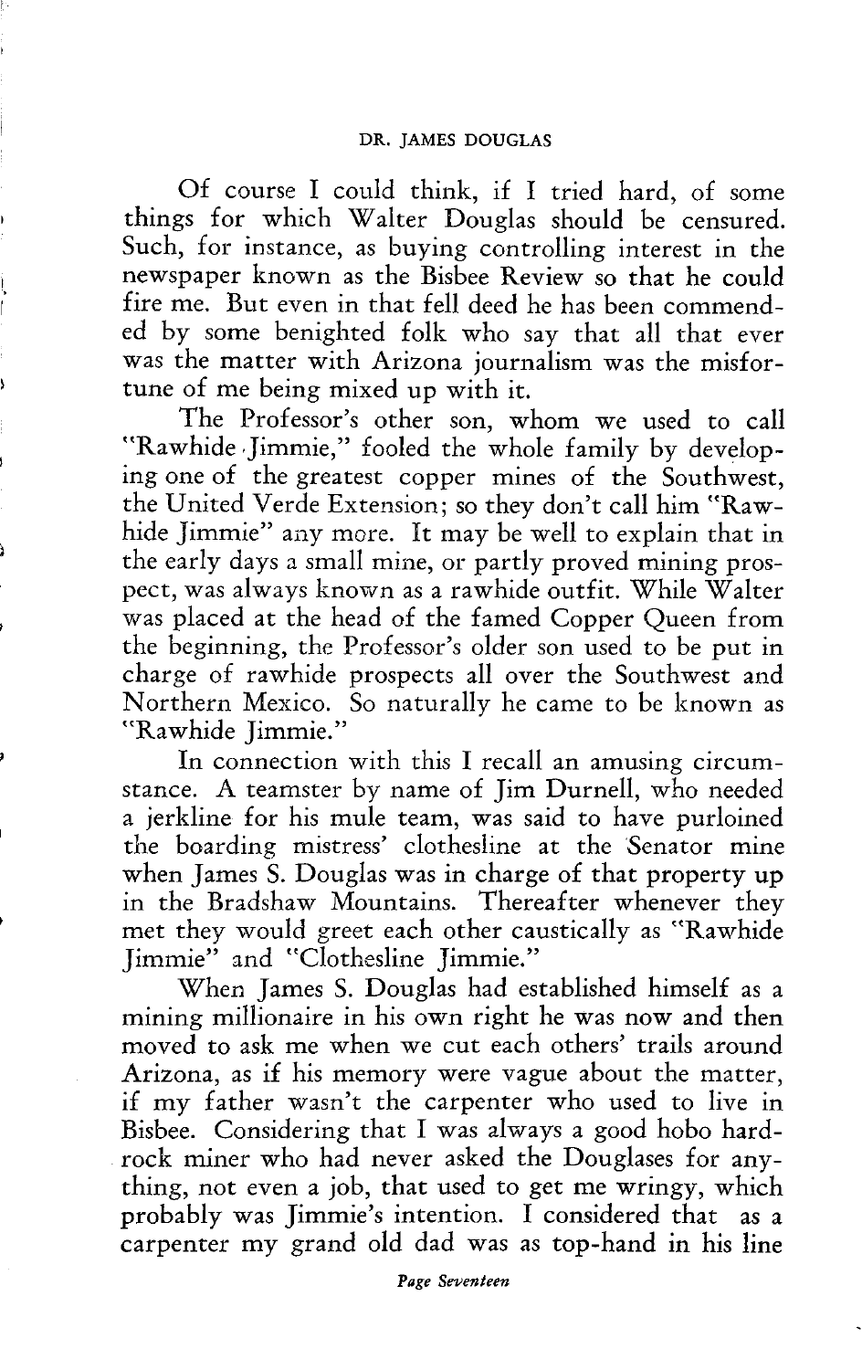Of course I could think, if I tried hard, of some things for which Walter Douglas should be censured. Such, for instance, as buying controlling interest in the newspaper known as the Bisbee Review so that he could fire me. But even in that fell deed he has been commended by some benighted folk who say that all that ever was the matter with Arizona journalism was the misfortune of me being mixed up with it.

The Professor's other son, whom we used to call "Rawhide Jimmie," fooled the whole family by developing one of the greatest copper mines of the Southwest, the United Verde Extension; so they don't call him "Rawhide Jimmie" any more. It may be well to explain that in the early days a small mine, or partly proved mining prospect, was always known as a rawhide outfit. While Walter was placed at the head of the famed Copper Queen from the beginning, the Professor's older son used to be put in charge of rawhide prospects all over the Southwest and Northern Mexico. So naturally he came to be known as "Rawhide Jimmie."

In connection with this I recall an amusing circumstance. A teamster by name of Jim Durnell, who needed a jerkline for his mule team, was said to have purloined the boarding mistress' clothesline at the Senator mine when James S. Douglas was in charge of that property up in the Bradshaw Mountains. Thereafter whenever they met they would greet each other caustically as "Rawhide Jimmie" and "Clothesline Jimmie."

When James S. Douglas had established himself as a mining millionaire in his own right he was now and then moved to ask me when we cut each others' trails around Arizona, as if his memory were vague about the matter, if my father wasn't the carpenter who used to live in Bisbee. Considering that I was always a good hobo hardrock miner who had never asked the Douglases for anything, not even a job, that used to get me wringy, which probably was Jimmie's intention. I considered that as a carpenter my grand old dad was as top-hand in his line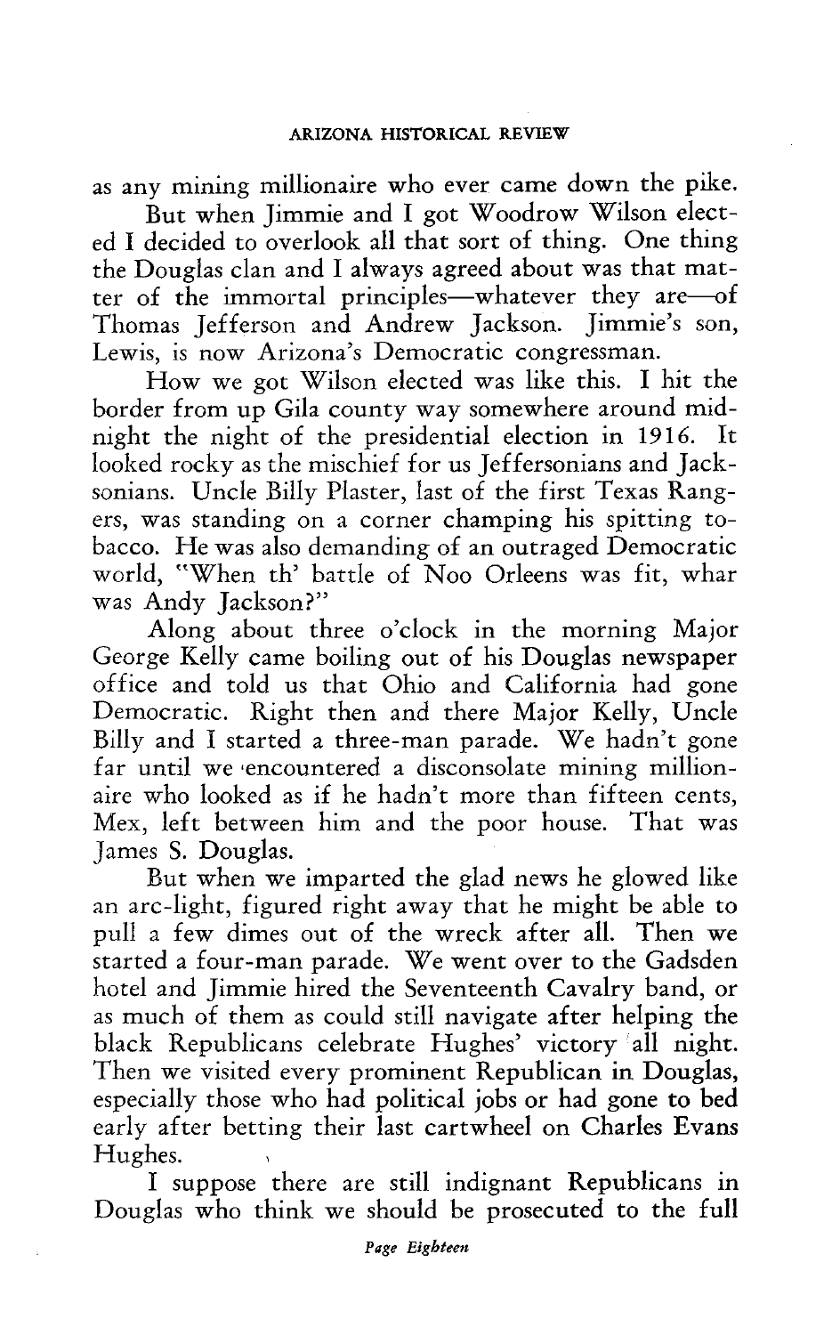as any mining millionaire who ever came down the pike.

But when Jimmie and I got Woodrow Wilson elected I decided to overlook all that sort of thing. One thing the Douglas clan and I always agreed about was that matter of the immortal principles—whatever they are—of Thomas Jefferson and Andrew Jackson. Jimmie's son, Lewis, is now Arizona's Democratic congressman.

How we got Wilson elected was like this. I hit the border from up Gila county way somewhere around midnight the night of the presidential election in 1916. It looked rocky as the mischief for us Jeffersonians and Jacksonians. Uncle Billy Plaster, last of the first Texas Rangers, was standing on a corner champing his spitting tobacco. He was also demanding of an outraged Democratic world, "When th' battle of Noo Orleens was fit, whar was Andy Jackson?"

Along about three o'clock in the morning Major George Kelly came boiling out of his Douglas newspaper office and told us that Ohio and California had gone Democratic. Right then and there Major Kelly, Uncle Billy and I started a three-man parade. We hadn't gone far until we encountered a disconsolate mining millionaire who looked as if he hadn't more than fifteen cents, Mex, left between him and the poor house. That was James S. Douglas.

But when we imparted the glad news he glowed like an arc-light, figured right away that he might be able to pull a few dimes out of the wreck after all. Then we started a four-man parade. We went over to the Gadsden hotel and Jimmie hired the Seventeenth Cavalry band, or as much of them as could still navigate after helping the black Republicans celebrate Hughes' victory all night. Then we visited every prominent Republican in Douglas, especially those who had political jobs or had gone to bed early after betting their last cartwheel on Charles Evans Hughes.

I suppose there are still indignant Republicans in Douglas who think we should be prosecuted to the full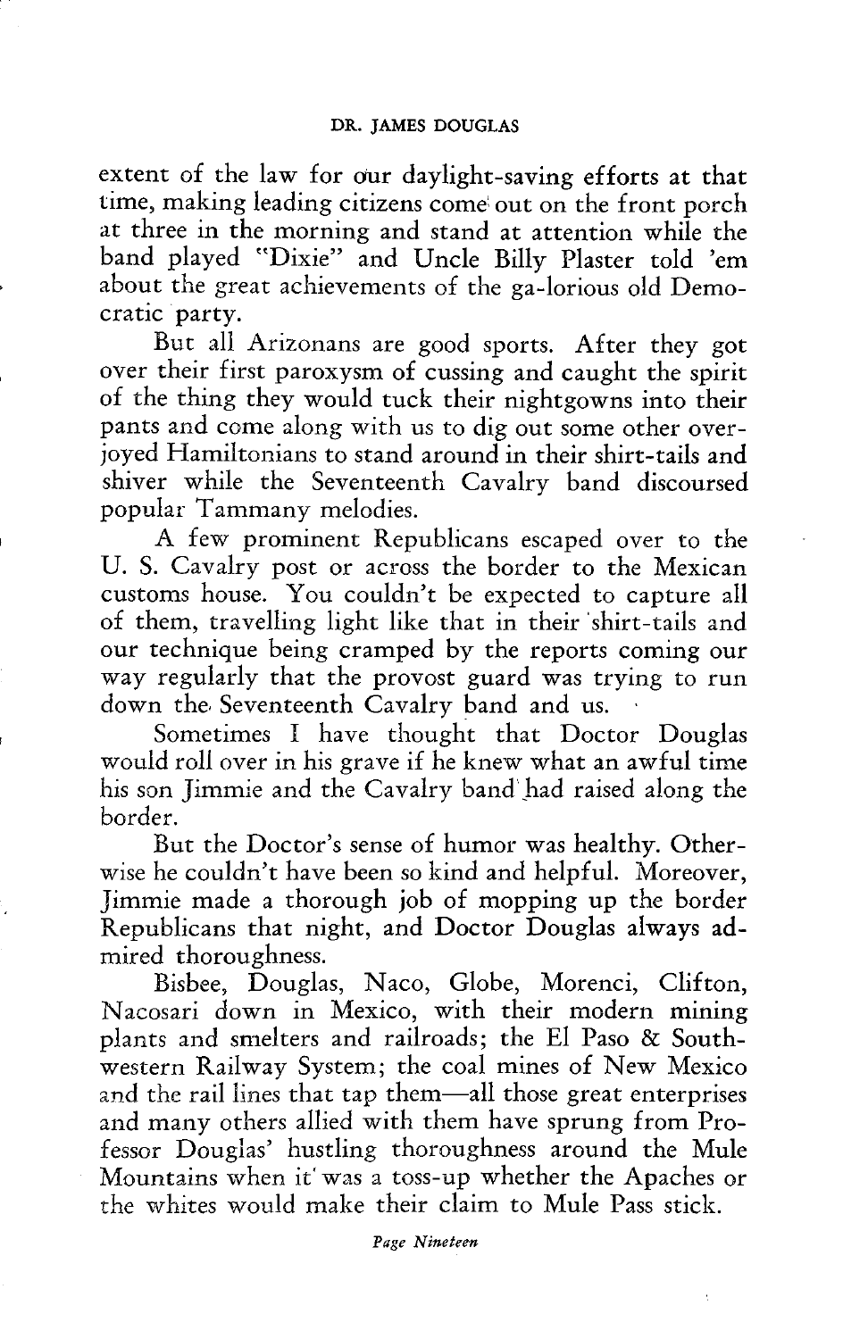extent of the law for our daylight-saving efforts at that time, making leading citizens come out on the front porch at three in the morning and stand at attention while the band played "Dixie" and Uncle Billy Plaster told 'em about the great achievements of the ga-lorious old Democratic party.

But all Arizonans are good sports. After they got over their first paroxysm of cussing and caught the spirit of the thing they would tuck their nightgowns into their pants and come along with us to dig out some other overjoyed Hamiltonians to stand around in their shirt-tails and shiver while the Seventeenth Cavalry band discoursed popular Tammany melodies.

A few prominent Republicans escaped over to the U. S. Cavalry post or across the border to the Mexican customs house. You couldn't be expected to capture all of them, travelling light like that in their shirt-tails and our technique being cramped by the reports coming our way regularly that the provost guard was trying to run down the Seventeenth Cavalry band and us.

Sometimes I have thought that Doctor Douglas would roll over in his grave if he knew what an awful time his son Jimmie and the Cavalry band had raised along the border.

But the Doctor's sense of humor was healthy. Otherwise he couldn't have been so kind and helpful. Moreover, Jimmie made a thorough job of mopping up the border Republicans that night, and Doctor Douglas always admired thoroughness.

Bisbee, Douglas, Naco, Globe, Morenci, Clifton, Nacosari down in Mexico, with their modern mining plants and smelters and railroads; the El Paso & Southwestern Railway System; the coal mines of New Mexico and the rail lines that tap them—all those great enterprises and many others allied with them have sprung from Professor Douglas' hustling thoroughness around the Mule Mountains when it was a toss-up whether the Apaches or the whites would make their claim to Mule Pass stick.